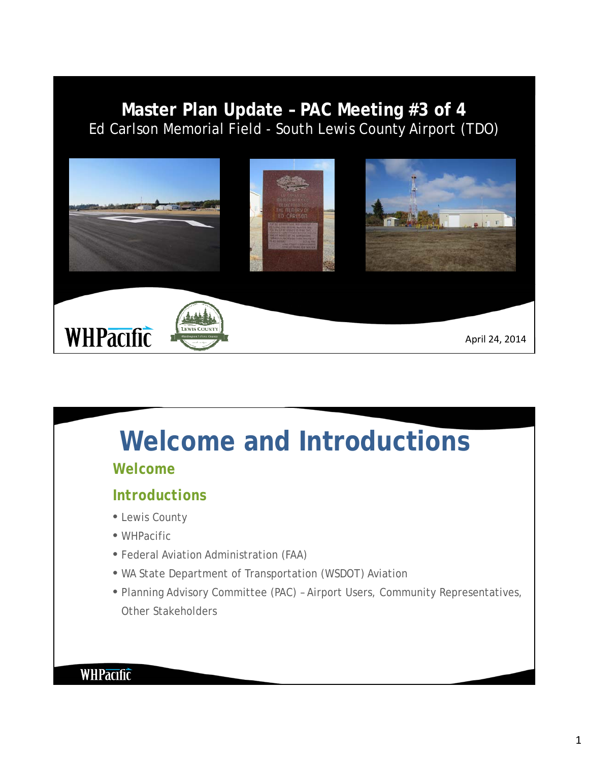# Master Plan Update – PAC Meeting #3 of 4

Ed Carlson Memorial Field - South Lewis County Airport (TDO)

WHPacific

April 24, 2014

# Welcome and Introductions

## Welcome

## Introductions

- Lewis County
- WHPacific
- Federal Aviation Administration (FAA)
- WA State Department of Transportation (WSDOT) Aviation
- Planning Advisory Committee (PAC) – Airport Users, Community Representatives, Other Stakeholders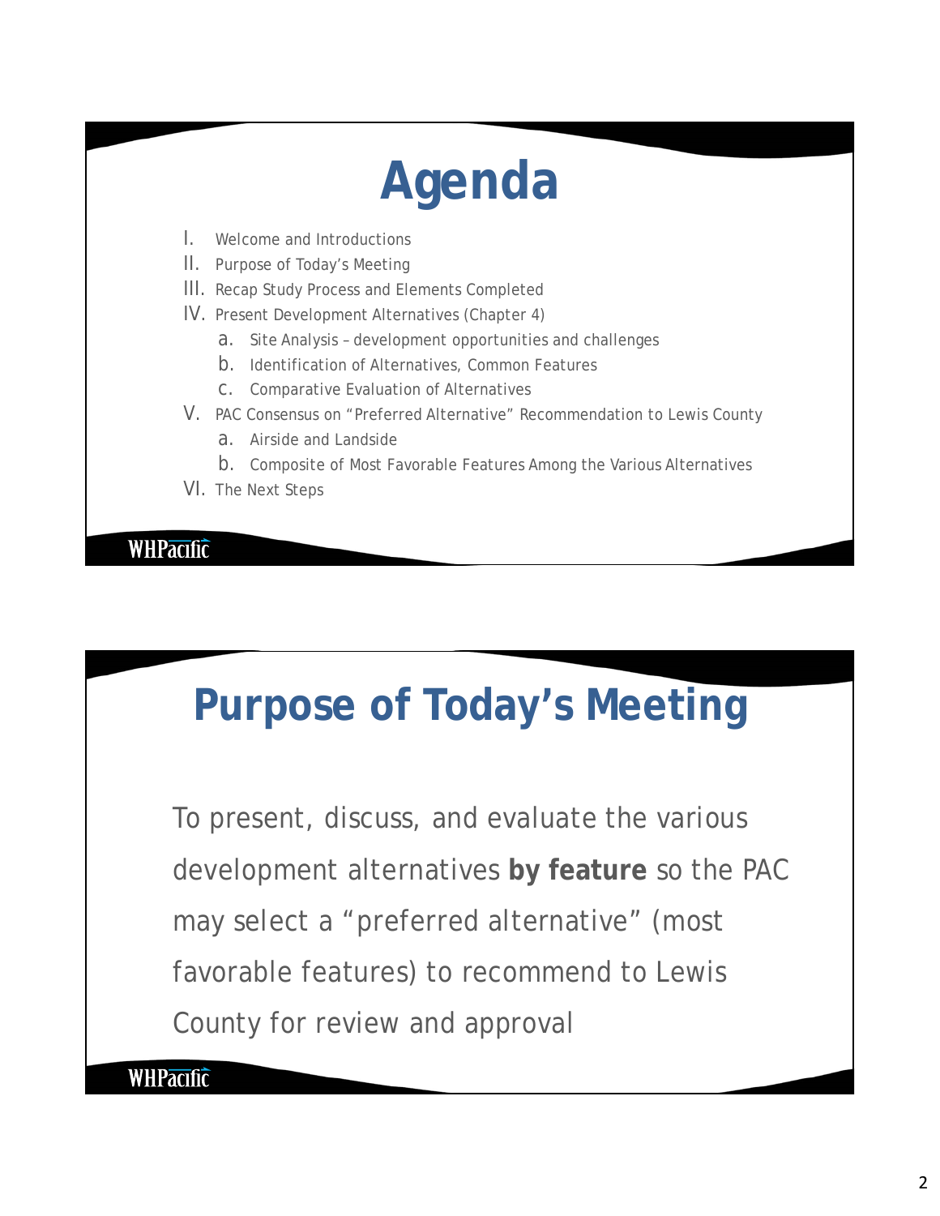# Agenda

I. Welcome and Introductions
II. Purpose of Today's Meeting
III. Recap Study Process and Elements Completed
IV. Present Development Alternatives (Chapter 4)
   a. Site Analysis – development opportunities and challenges
   b. Identification of Alternatives, Common Features
   c. Comparative Evaluation of Alternatives
V. PAC Consensus on "Preferred Alternative" Recommendation to Lewis County
   a. Airside and Landside
   b. Composite of Most Favorable Features Among the Various Alternatives
VI. The Next Steps

WHPacific

# Purpose of Today's Meeting

To present, discuss, and evaluate the various development alternatives **by feature** so the PAC may select a "preferred alternative" (most favorable features) to recommend to Lewis County for review and approval

WHPacific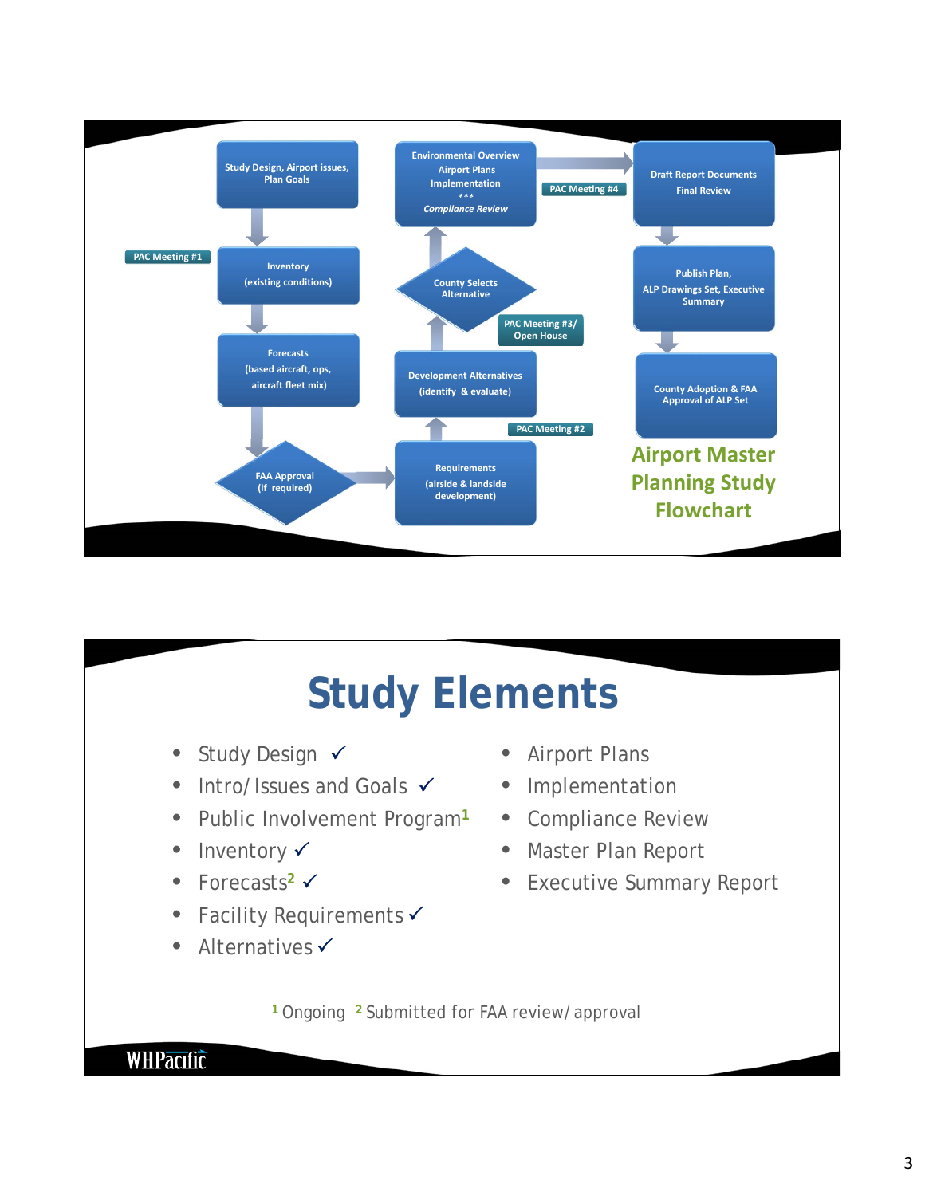Study Design, Airport issues, Plan Goals

PAC Meeting #1

Inventory (existing conditions)

Forecasts (based aircraft, ops, aircraft fleet mix)

FAA Approval (if required)

Requirements (airside & landside development)

PAC Meeting #2

Development Alternatives (identify & evaluate)

County Selects Alternative

PAC Meeting #3/ Open House

Environmental Overview
Airport Plans
Implementation
***
*Compliance Review*

PAC Meeting #4

Draft Report Documents
Final Review

Publish Plan, ALP Drawings Set, Executive Summary

County Adoption & FAA Approval of ALP Set

**Airport Master Planning Study Flowchart**

# Study Elements

- Study Design ✓
- Intro/ Issues and Goals ✓
- Public Involvement Program[1]
- Inventory ✓
- Forecasts[2] ✓
- Facility Requirements ✓
- Alternatives ✓
- Airport Plans
- Implementation
- Compliance Review
- Master Plan Report
- Executive Summary Report

[1] Ongoing [2] Submitted for FAA review/ approval

WHPacific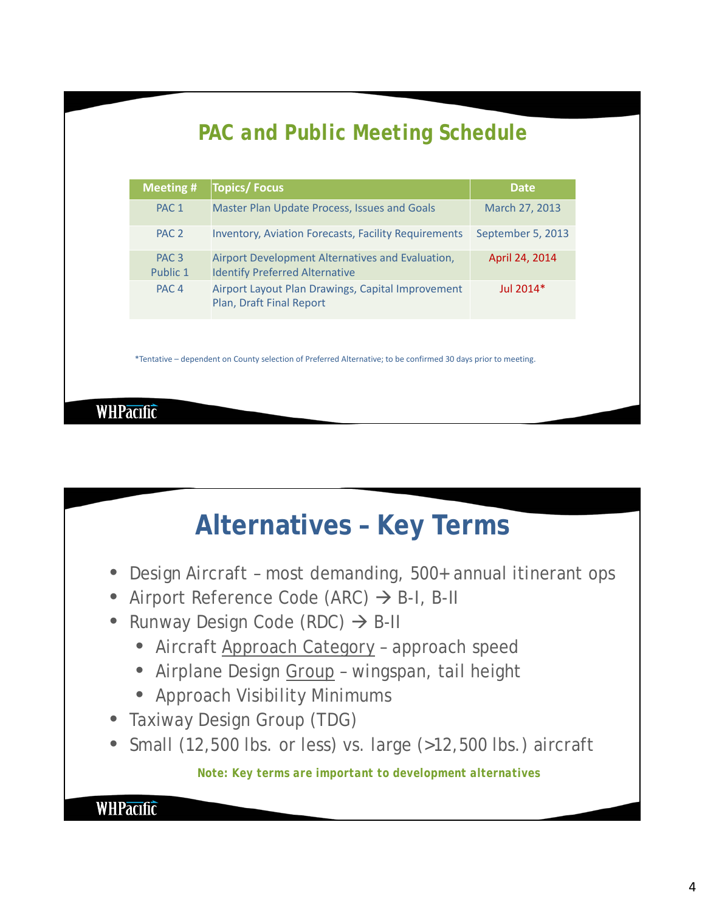## PAC and Public Meeting Schedule

| Meeting # | Topics/ Focus | Date |
|---|---|---|
| PAC 1 | Master Plan Update Process, Issues and Goals | March 27, 2013 |
| PAC 2 | Inventory, Aviation Forecasts, Facility Requirements | September 5, 2013 |
| PAC 3<br>Public 1 | Airport Development Alternatives and Evaluation, Identify Preferred Alternative | April 24, 2014 |
| PAC 4 | Airport Layout Plan Drawings, Capital Improvement Plan, Draft Final Report | Jul 2014* |

*Tentative – dependent on County selection of Preferred Alternative; to be confirmed 30 days prior to meeting.

WHPacific

## Alternatives – Key Terms

- Design Aircraft – most demanding, 500+ annual itinerant ops
- Airport Reference Code (ARC) → B-I, B-II
- Runway Design Code (RDC) → B-II
  - Aircraft Approach Category – approach speed
  - Airplane Design Group – wingspan, tail height
  - Approach Visibility Minimums
- Taxiway Design Group (TDG)
- Small (12,500 lbs. or less) vs. large (>12,500 lbs.) aircraft

**Note: Key terms are important to development alternatives**

WHPacific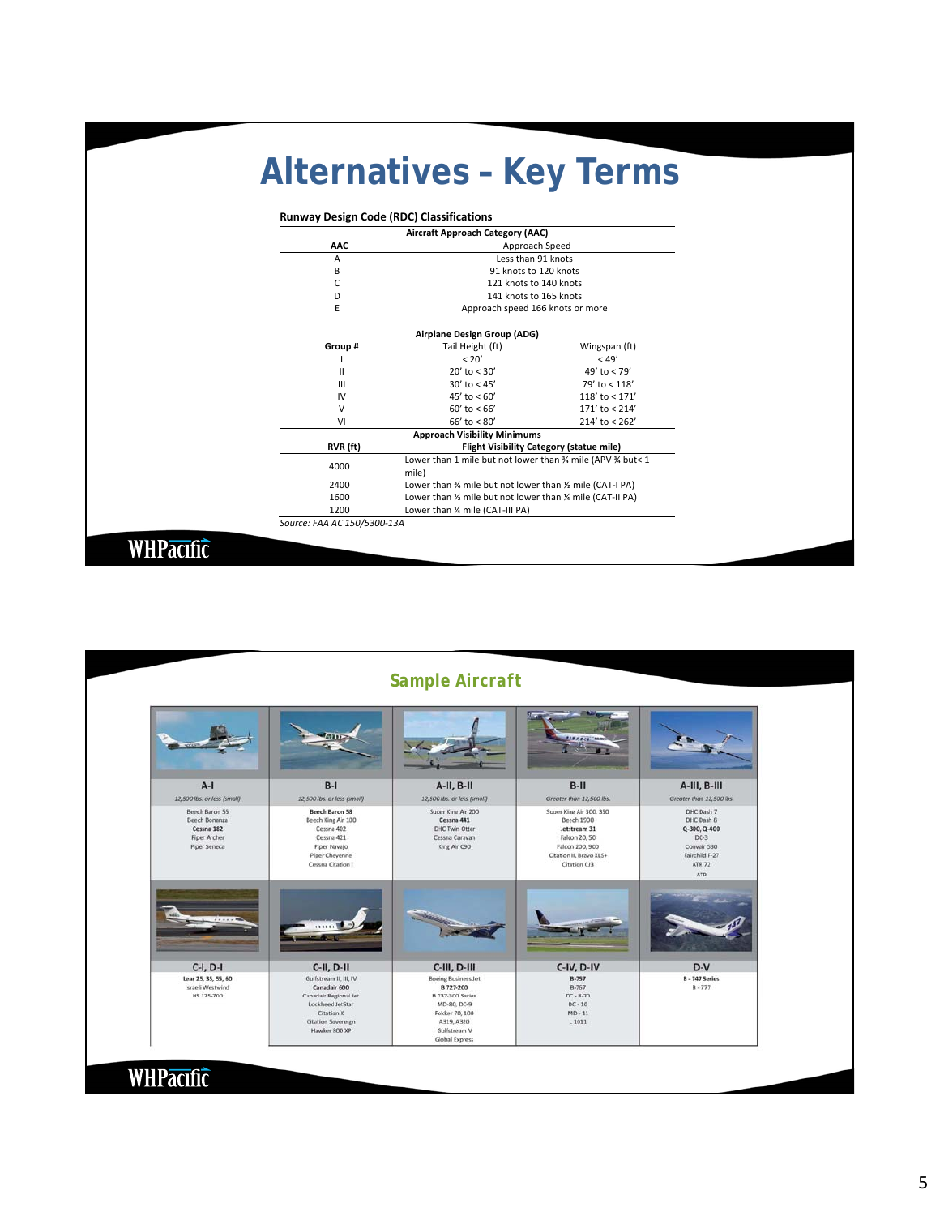# Alternatives – Key Terms

**Runway Design Code (RDC) Classifications**

| Aircraft Approach Category (AAC) | |
|---|---|
| **AAC** | Approach Speed |
| A | Less than 91 knots |
| B | 91 knots to 120 knots |
| C | 121 knots to 140 knots |
| D | 141 knots to 165 knots |
| E | Approach speed 166 knots or more |

| Airplane Design Group (ADG) | | |
|---|---|---|
| **Group #** | Tail Height (ft) | Wingspan (ft) |
| I | < 20′ | < 49′ |
| II | 20′ to < 30′ | 49′ to < 79′ |
| III | 30′ to < 45′ | 79′ to < 118′ |
| IV | 45′ to < 60′ | 118′ to < 171′ |
| V | 60′ to < 66′ | 171′ to < 214′ |
| VI | 66′ to < 80′ | 214′ to < 262′ |

| Approach Visibility Minimums | |
|---|---|
| **RVR (ft)** | **Flight Visibility Category (statue mile)** |
| 4000 | Lower than 1 mile but not lower than ¾ mile (APV ¾ but< 1 mile) |
| 2400 | Lower than ¾ mile but not lower than ½ mile (CAT-I PA) |
| 1600 | Lower than ½ mile but not lower than ¼ mile (CAT-II PA) |
| 1200 | Lower than ¼ mile (CAT-III PA) |

*Source: FAA AC 150/5300-13A*

WHPacific

## Sample Aircraft

| A-I | B-I | A-II, B-II | B-II | A-III, B-III |
|---|---|---|---|---|
| *12,500 lbs. or less (small)* | *12,500 lbs. or less (small)* | *12,500 lbs. or less (small)* | *Greater than 12,500 lbs.* | *Greater than 12,500 lbs.* |
| Beech Baron 55<br>Beech Bonanza<br>**Cessna 182**<br>Piper Archer<br>Piper Seneca | **Beech Baron 58**<br>Beech King Air 100<br>Cessna 402<br>Cessna 421<br>Piper Navajo<br>Piper Cheyenne<br>Cessna Citation I | Super King Air 200<br>**Cessna 441**<br>DHC Twin Otter<br>Cessna Caravan<br>King Air C90 | Super King Air 300, 350<br>Beech 1900<br>**Jetstream 31**<br>Falcon 20, 50<br>Falcon 200, 900<br>Citation II, Bravo XLS+<br>Citation CJ3 | DHC Dash 7<br>DHC Dash 8<br>**Q-300, Q-400**<br>DC-3<br>Convair 580<br>Fairchild F-27<br>ATR 72<br>ATP |

| C-I, D-I | C-II, D-II | C-III, D-III | C-IV, D-IV | D-V |
|---|---|---|---|---|
| **Lear 25, 35, 55, 60**<br>Israeli Westwind<br>HS 125-700 | Gulfstream II, III, IV<br>**Canadair 600**<br>Canadair Regional Jet<br>Lockheed JetStar<br>Citation X<br>Citation Sovereign<br>Hawker 800 XP | Boeing Business Jet<br>**B 727-200**<br>B 737-300 Series<br>MD-80, DC-9<br>Fokker 70, 100<br>A319, A320<br>Gulfstream V<br>Global Express | **B-757**<br>B-767<br>DC - 8-70<br>DC - 10<br>MD - 11<br>L 1011 | **B - 747 Series**<br>B - 777 |

WHPacific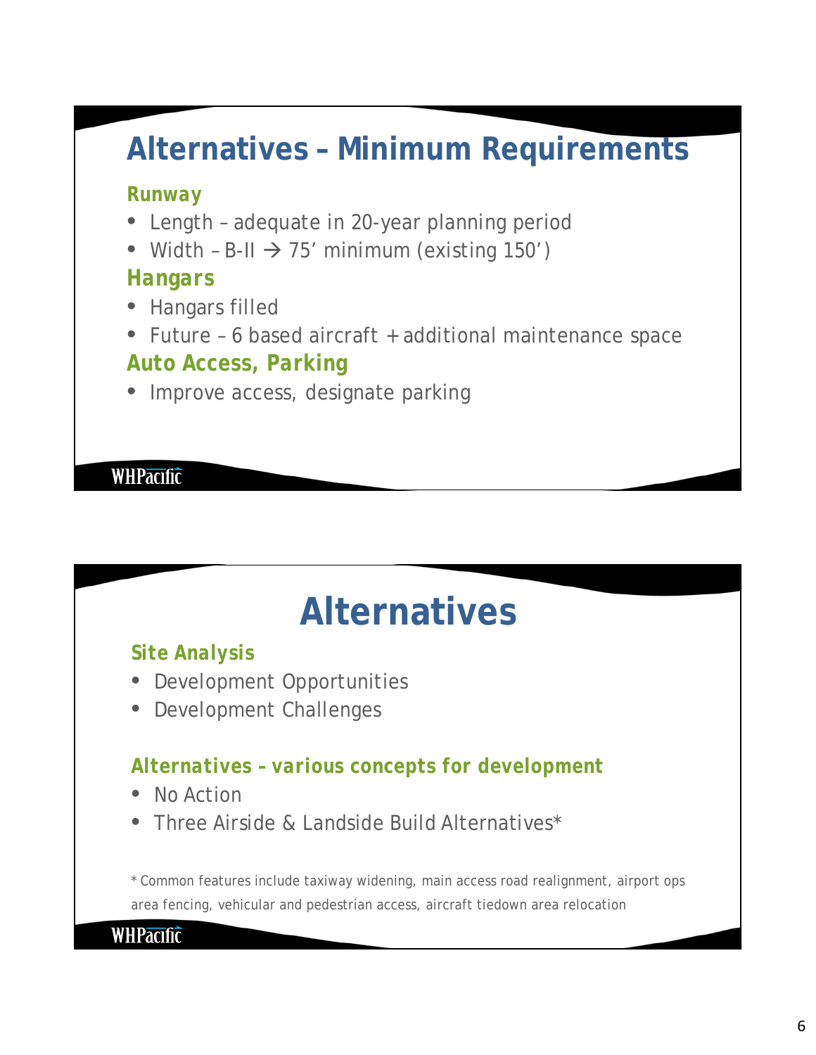# Alternatives – Minimum Requirements

### Runway

- Length – adequate in 20-year planning period
- Width – B-II → 75’ minimum (existing 150’)

### Hangars

- Hangars filled
- Future – 6 based aircraft + additional maintenance space

### Auto Access, Parking

- Improve access, designate parking

WHPacific

# Alternatives

### Site Analysis

- Development Opportunities
- Development Challenges

### Alternatives – various concepts for development

- No Action
- Three Airside & Landside Build Alternatives*

* Common features include taxiway widening, main access road realignment, airport ops area fencing, vehicular and pedestrian access, aircraft tiedown area relocation

WHPacific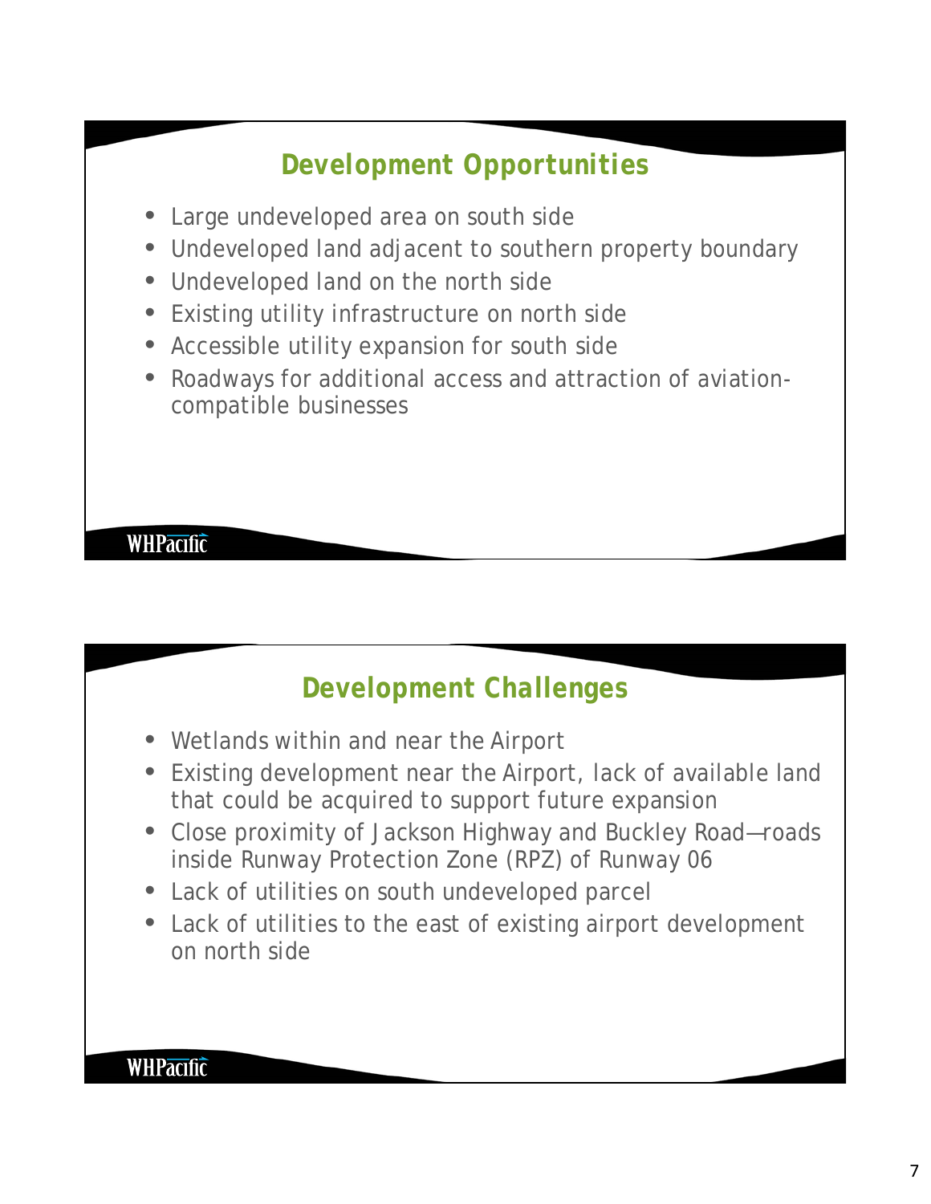## Development Opportunities

- Large undeveloped area on south side
- Undeveloped land adjacent to southern property boundary
- Undeveloped land on the north side
- Existing utility infrastructure on north side
- Accessible utility expansion for south side
- Roadways for additional access and attraction of aviation-compatible businesses

WHPacific

## Development Challenges

- Wetlands within and near the Airport
- Existing development near the Airport, lack of available land that could be acquired to support future expansion
- Close proximity of Jackson Highway and Buckley Road—roads inside Runway Protection Zone (RPZ) of Runway 06
- Lack of utilities on south undeveloped parcel
- Lack of utilities to the east of existing airport development on north side

WHPacific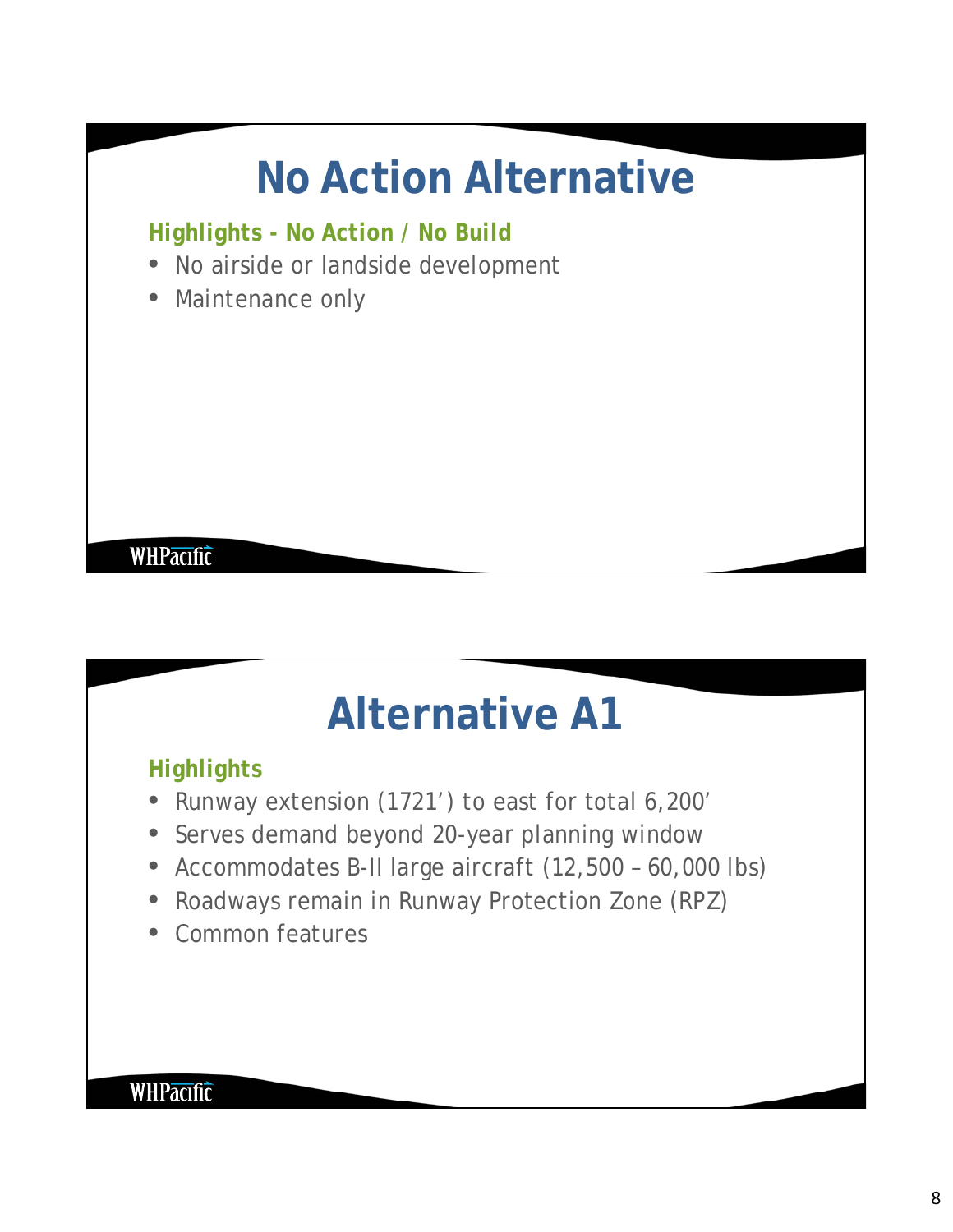# No Action Alternative

**Highlights - No Action / No Build**

- No airside or landside development
- Maintenance only

WHPacific

# Alternative A1

**Highlights**

- Runway extension (1721') to east for total 6,200'
- Serves demand beyond 20-year planning window
- Accommodates B-II large aircraft (12,500 – 60,000 lbs)
- Roadways remain in Runway Protection Zone (RPZ)
- Common features

WHPacific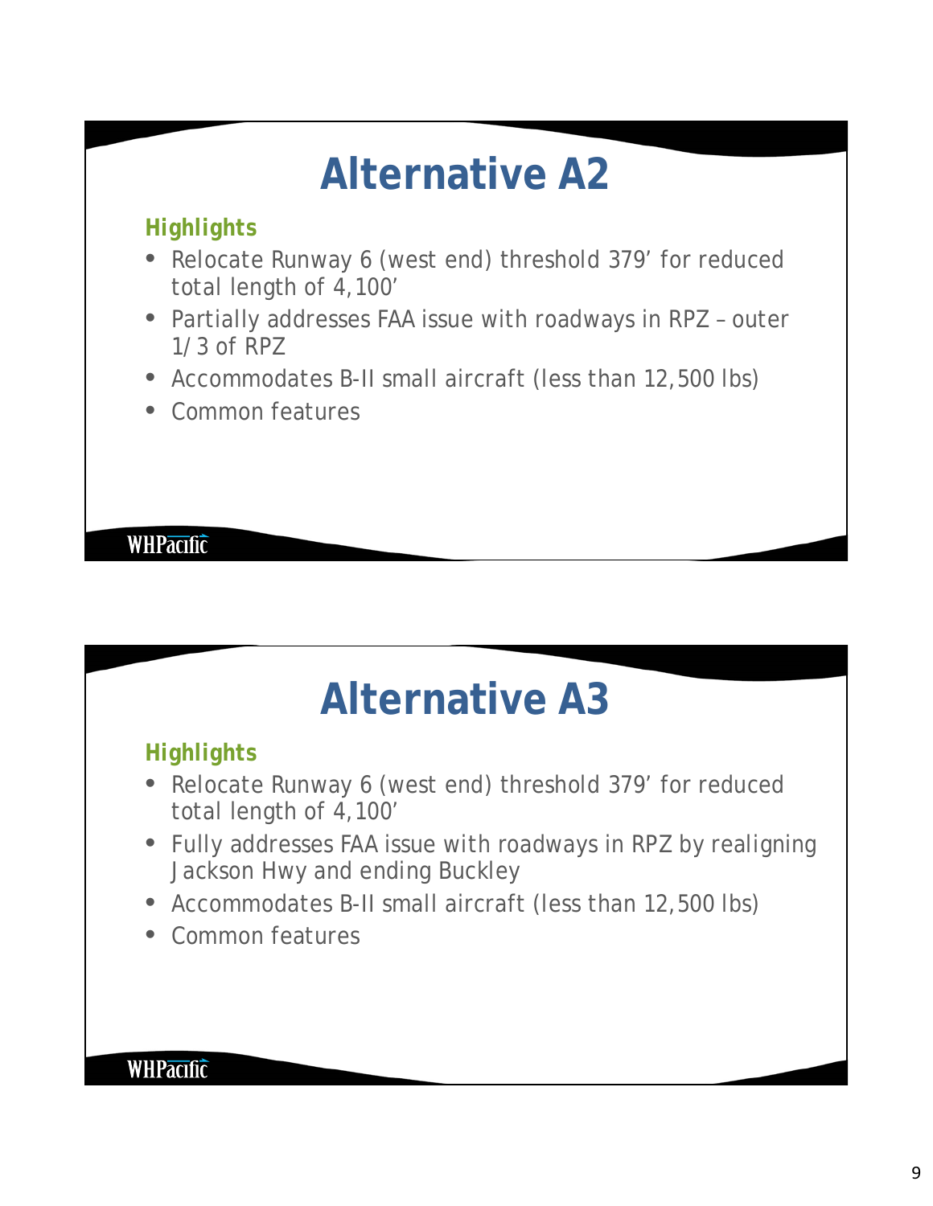# Alternative A2

**Highlights**

- Relocate Runway 6 (west end) threshold 379’ for reduced total length of 4,100’
- Partially addresses FAA issue with roadways in RPZ – outer 1/3 of RPZ
- Accommodates B-II small aircraft (less than 12,500 lbs)
- Common features

WHPacific

# Alternative A3

**Highlights**

- Relocate Runway 6 (west end) threshold 379’ for reduced total length of 4,100’
- Fully addresses FAA issue with roadways in RPZ by realigning Jackson Hwy and ending Buckley
- Accommodates B-II small aircraft (less than 12,500 lbs)
- Common features

WHPacific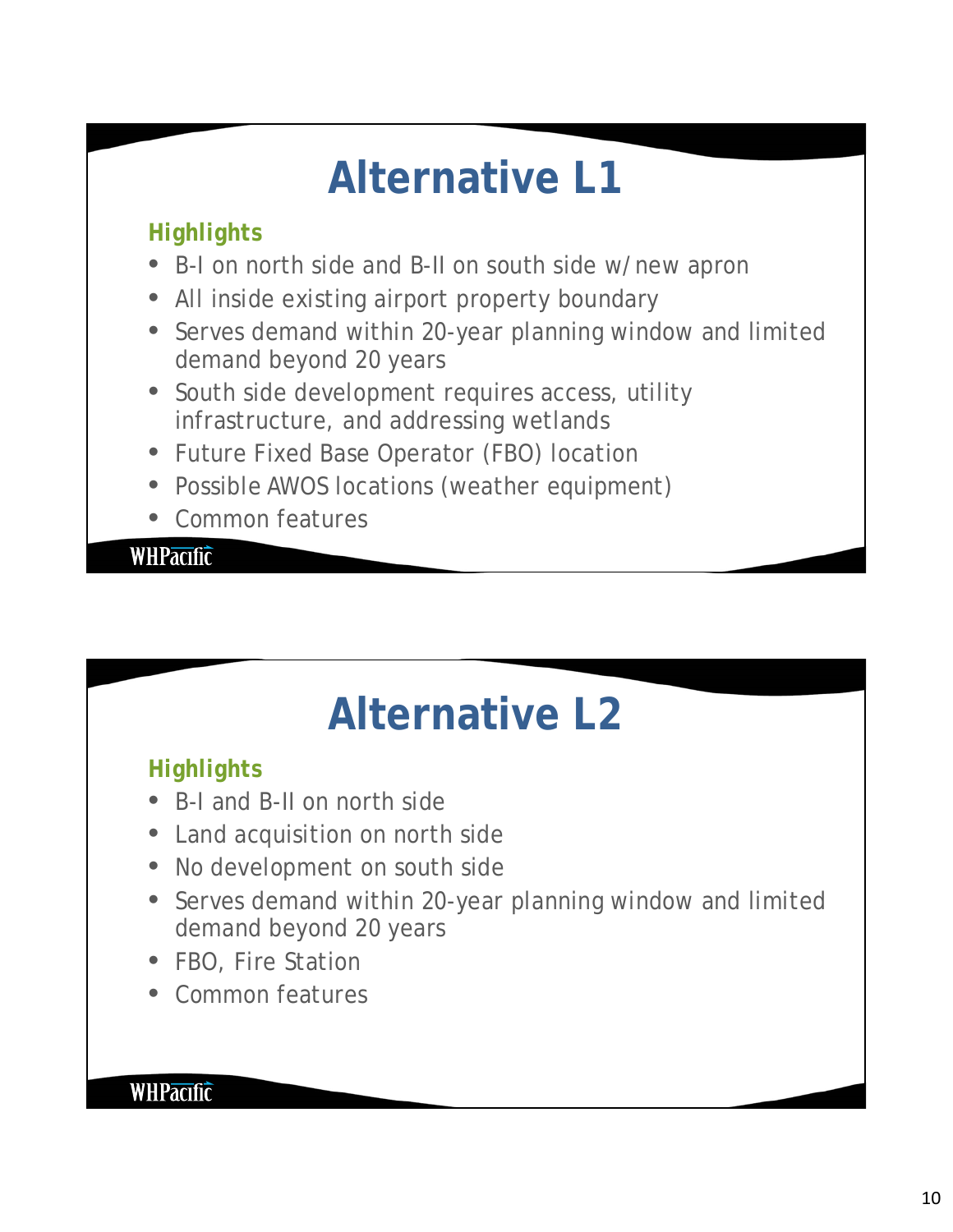# Alternative L1

### Highlights

- B-I on north side and B-II on south side w/ new apron
- All inside existing airport property boundary
- Serves demand within 20-year planning window and limited demand beyond 20 years
- South side development requires access, utility infrastructure, and addressing wetlands
- Future Fixed Base Operator (FBO) location
- Possible AWOS locations (weather equipment)
- Common features

WHPacific

# Alternative L2

### Highlights

- B-I and B-II on north side
- Land acquisition on north side
- No development on south side
- Serves demand within 20-year planning window and limited demand beyond 20 years
- FBO, Fire Station
- Common features

WHPacific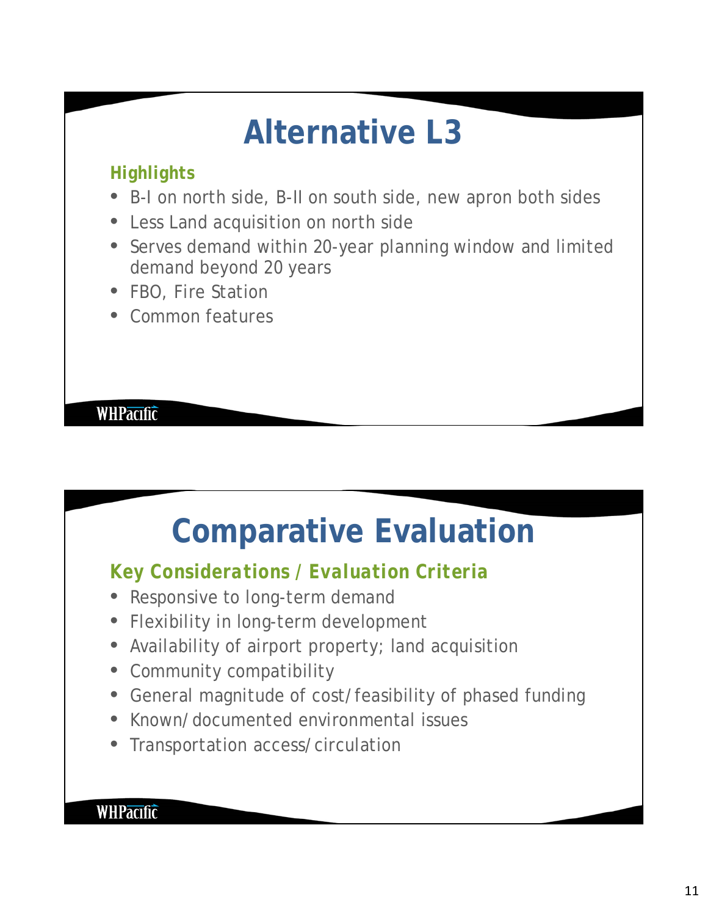# Alternative L3

### Highlights

- B-I on north side, B-II on south side, new apron both sides
- Less Land acquisition on north side
- Serves demand within 20-year planning window and limited demand beyond 20 years
- FBO, Fire Station
- Common features

WHPacific

# Comparative Evaluation

### Key Considerations / Evaluation Criteria

- Responsive to long-term demand
- Flexibility in long-term development
- Availability of airport property; land acquisition
- Community compatibility
- General magnitude of cost/feasibility of phased funding
- Known/documented environmental issues
- Transportation access/circulation

WHPacific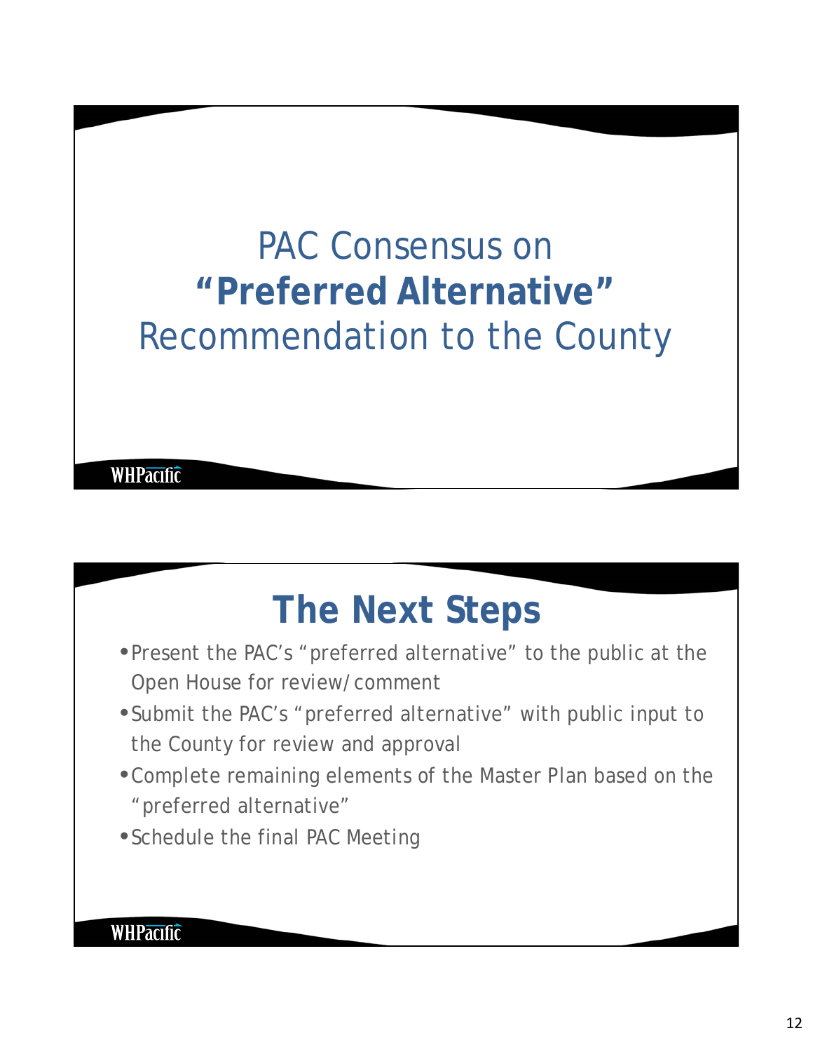# PAC Consensus on **"Preferred Alternative"** Recommendation to the County

WHPacific

## The Next Steps

- Present the PAC's "preferred alternative" to the public at the Open House for review/comment
- Submit the PAC's "preferred alternative" with public input to the County for review and approval
- Complete remaining elements of the Master Plan based on the "preferred alternative"
- Schedule the final PAC Meeting

WHPacific